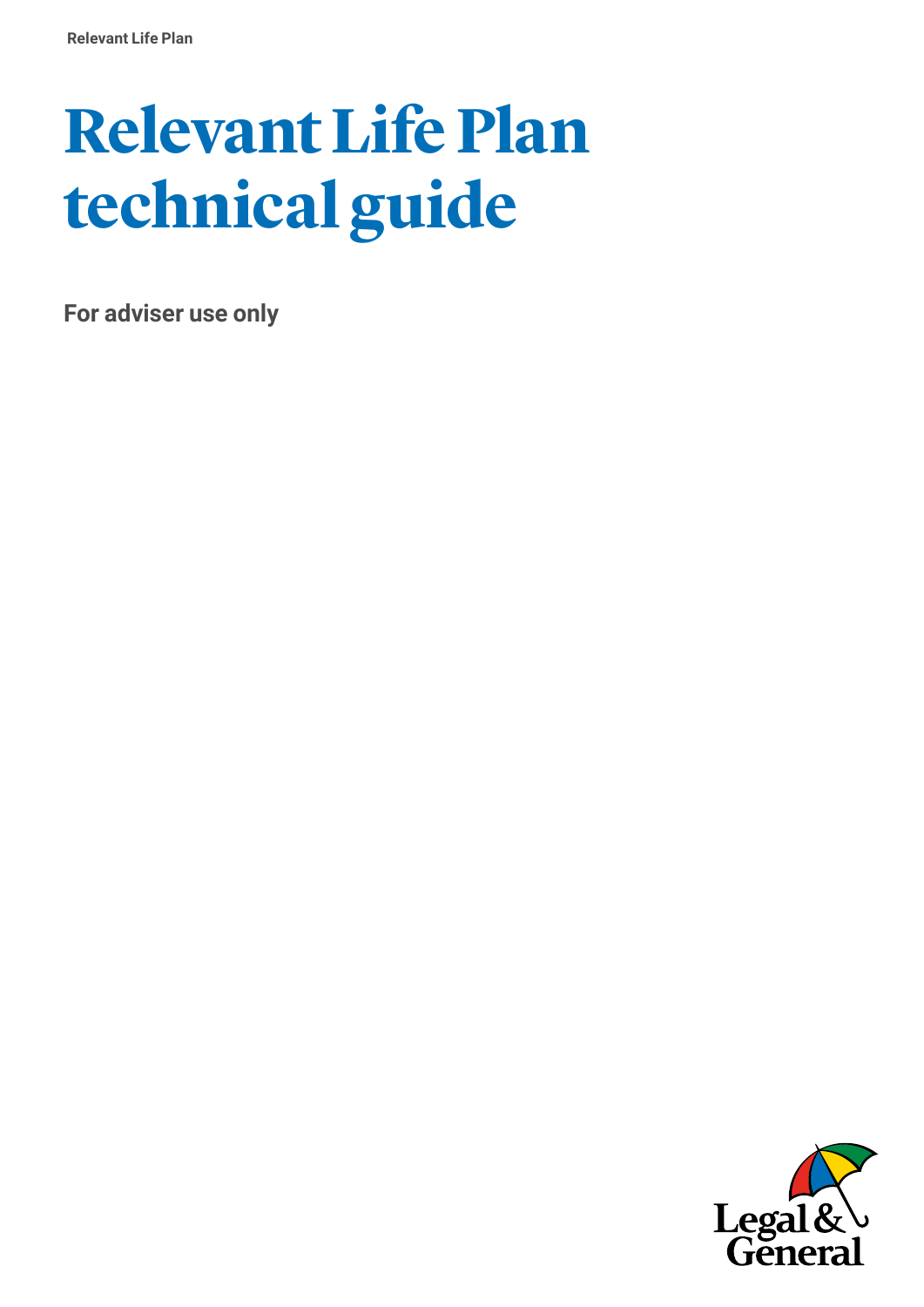# Relevant Life Plan technical guide

**For adviser use only**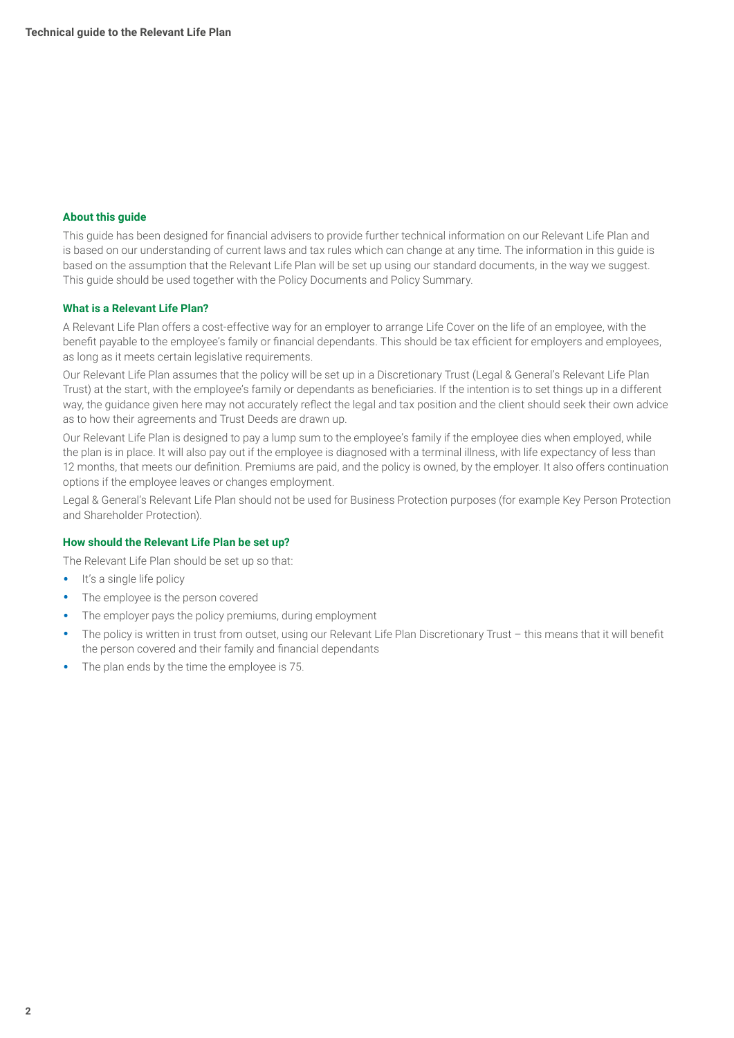## About this guide

This guide has been designed for financial advisers to provide further technical information on our Relevant Life Plan and is based on our understanding of current laws and tax rules which can change at any time. The information in this guide is based on the assumption that the Relevant Life Plan will be set up using our standard documents, in the way we suggest. This guide should be used together with the Policy Documents and Policy Summary.

## What is a Relevant Life Plan?

A Relevant Life Plan offers a cost-effective way for an employer to arrange Life Cover on the life of an employee, with the benefit payable to the employee's family or financial dependants. This should be tax efficient for employers and employees, as long as it meets certain legislative requirements.

Our Relevant Life Plan assumes that the policy will be set up in a Discretionary Trust (Legal & General's Relevant Life Plan Trust) at the start, with the employee's family or dependants as beneficiaries. If the intention is to set things up in a different way, the guidance given here may not accurately reflect the legal and tax position and the client should seek their own advice as to how their agreements and Trust Deeds are drawn up.

Our Relevant Life Plan is designed to pay a lump sum to the employee's family if the employee dies when employed, while the plan is in place. It will also pay out if the employee is diagnosed with a terminal illness, with life expectancy of less than 12 months, that meets our definition. Premiums are paid, and the policy is owned, by the employer. It also offers continuation options if the employee leaves or changes employment.

Legal & General's Relevant Life Plan should not be used for Business Protection purposes (for example Key Person Protection and Shareholder Protection).

## How should the Relevant Life Plan be set up?

The Relevant Life Plan should be set up so that:

- It's a single life policy
- The employee is the person covered
- The employer pays the policy premiums, during employment
- The policy is written in trust from outset, using our Relevant Life Plan Discretionary Trust – this means that it will benefit the person covered and their family and financial dependants
- The plan ends by the time the employee is 75.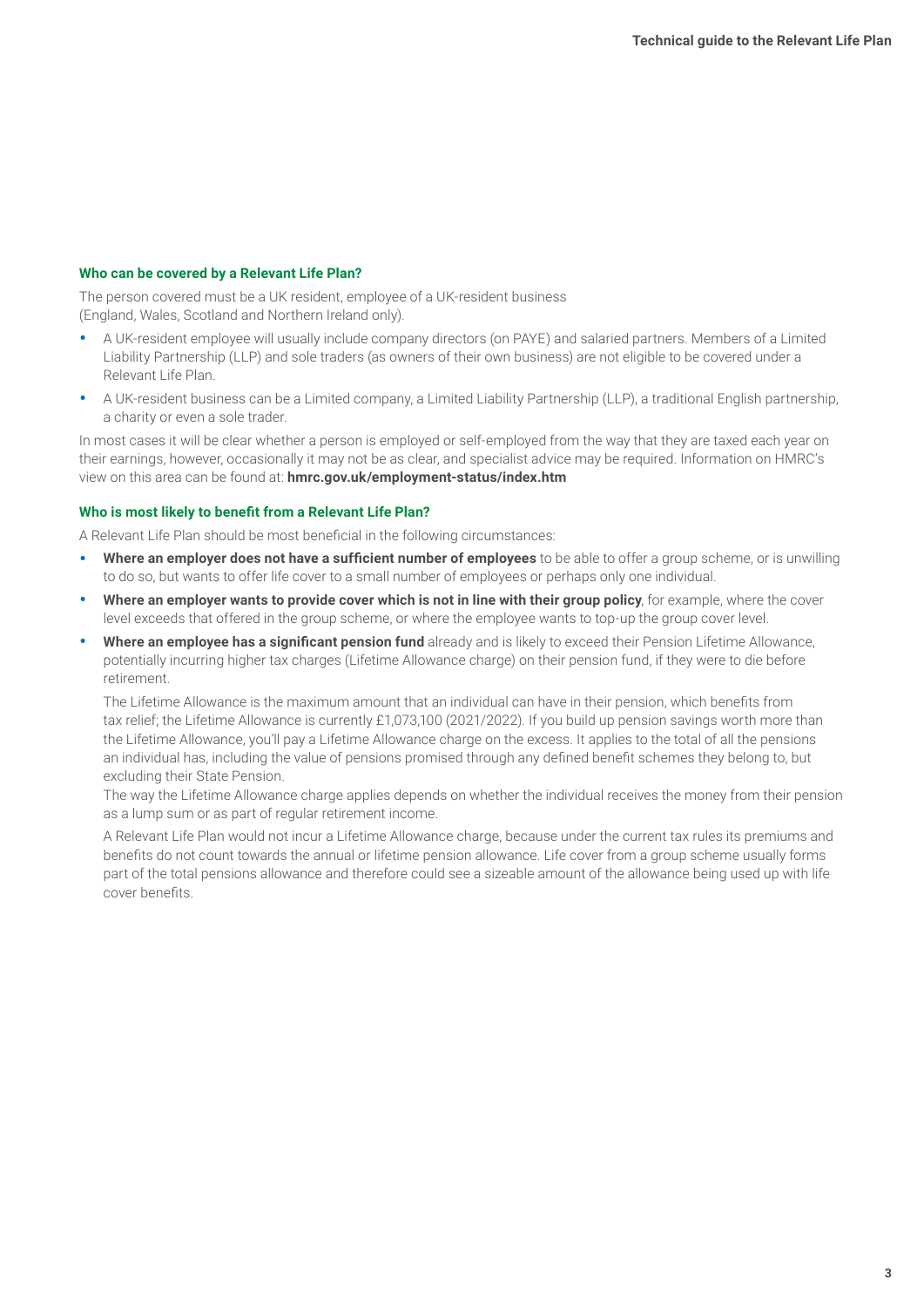### Who can be covered by a Relevant Life Plan?

The person covered must be a UK resident, employee of a UK-resident business (England, Wales, Scotland and Northern Ireland only).

- A UK-resident employee will usually include company directors (on PAYE) and salaried partners. Members of a Limited Liability Partnership (LLP) and sole traders (as owners of their own business) are not eligible to be covered under a Relevant Life Plan.
- A UK-resident business can be a Limited company, a Limited Liability Partnership (LLP), a traditional English partnership, a charity or even a sole trader.

In most cases it will be clear whether a person is employed or self-employed from the way that they are taxed each year on their earnings, however, occasionally it may not be as clear, and specialist advice may be required. Information on HMRC's view on this area can be found at: **hmrc.gov.uk/employment-status/index.htm**

### Who is most likely to benefit from a Relevant Life Plan?

A Relevant Life Plan should be most beneficial in the following circumstances:

- **Where an employer does not have a sufficient number of employees** to be able to offer a group scheme, or is unwilling to do so, but wants to offer life cover to a small number of employees or perhaps only one individual.
- **Where an employer wants to provide cover which is not in line with their group policy**, for example, where the cover level exceeds that offered in the group scheme, or where the employee wants to top-up the group cover level.
- **Where an employee has a significant pension fund** already and is likely to exceed their Pension Lifetime Allowance, potentially incurring higher tax charges (Lifetime Allowance charge) on their pension fund, if they were to die before retirement.

  The Lifetime Allowance is the maximum amount that an individual can have in their pension, which benefits from tax relief; the Lifetime Allowance is currently £1,073,100 (2021/2022). If you build up pension savings worth more than the Lifetime Allowance, you'll pay a Lifetime Allowance charge on the excess. It applies to the total of all the pensions an individual has, including the value of pensions promised through any defined benefit schemes they belong to, but excluding their State Pension.
  The way the Lifetime Allowance charge applies depends on whether the individual receives the money from their pension as a lump sum or as part of regular retirement income.

  A Relevant Life Plan would not incur a Lifetime Allowance charge, because under the current tax rules its premiums and benefits do not count towards the annual or lifetime pension allowance. Life cover from a group scheme usually forms part of the total pensions allowance and therefore could see a sizeable amount of the allowance being used up with life cover benefits.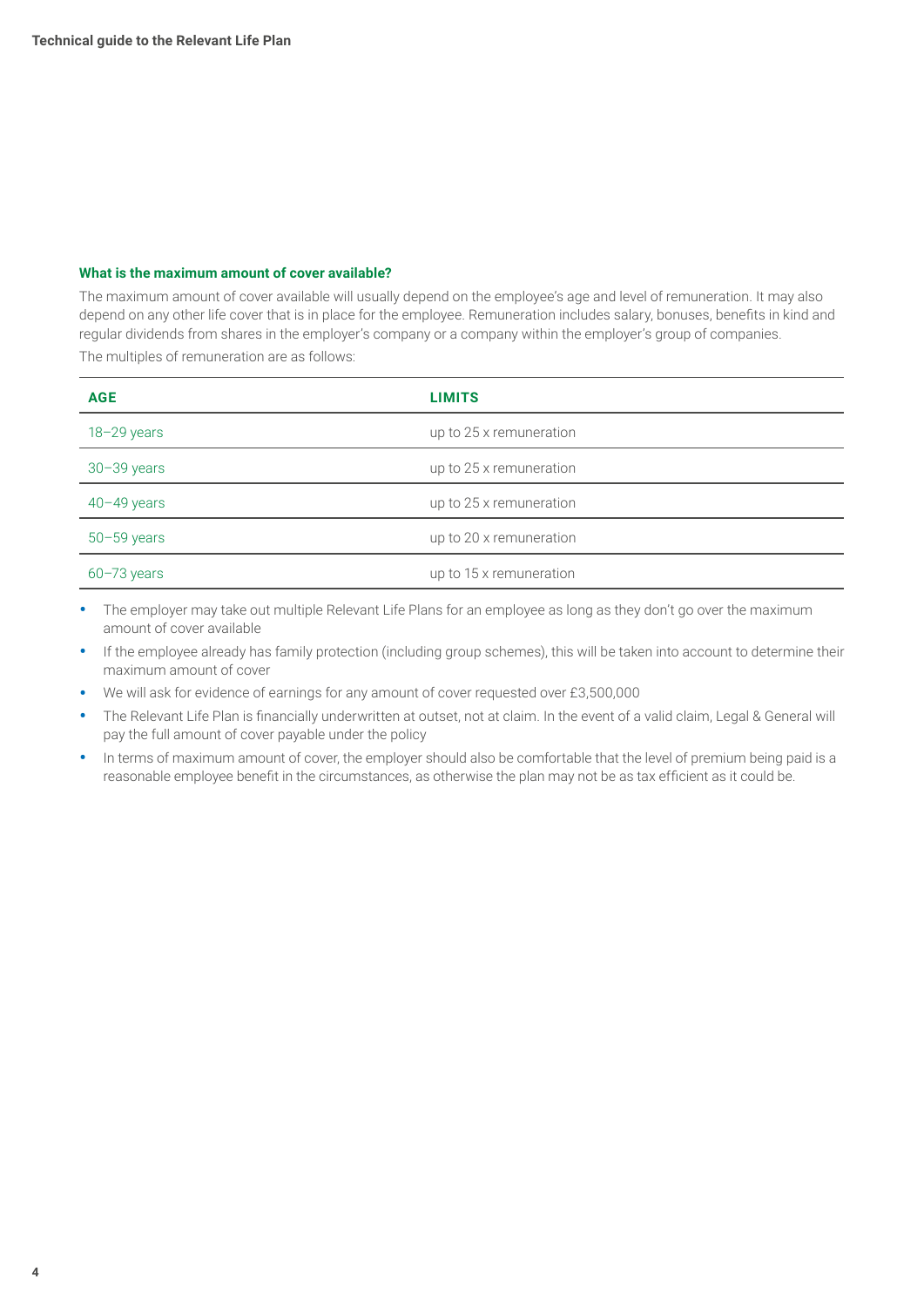### What is the maximum amount of cover available?

The maximum amount of cover available will usually depend on the employee's age and level of remuneration. It may also depend on any other life cover that is in place for the employee. Remuneration includes salary, bonuses, benefits in kind and regular dividends from shares in the employer's company or a company within the employer's group of companies.

The multiples of remuneration are as follows:

| AGE | LIMITS |
|---|---|
| 18–29 years | up to 25 x remuneration |
| 30–39 years | up to 25 x remuneration |
| 40–49 years | up to 25 x remuneration |
| 50–59 years | up to 20 x remuneration |
| 60–73 years | up to 15 x remuneration |

- The employer may take out multiple Relevant Life Plans for an employee as long as they don't go over the maximum amount of cover available
- If the employee already has family protection (including group schemes), this will be taken into account to determine their maximum amount of cover
- We will ask for evidence of earnings for any amount of cover requested over £3,500,000
- The Relevant Life Plan is financially underwritten at outset, not at claim. In the event of a valid claim, Legal & General will pay the full amount of cover payable under the policy
- In terms of maximum amount of cover, the employer should also be comfortable that the level of premium being paid is a reasonable employee benefit in the circumstances, as otherwise the plan may not be as tax efficient as it could be.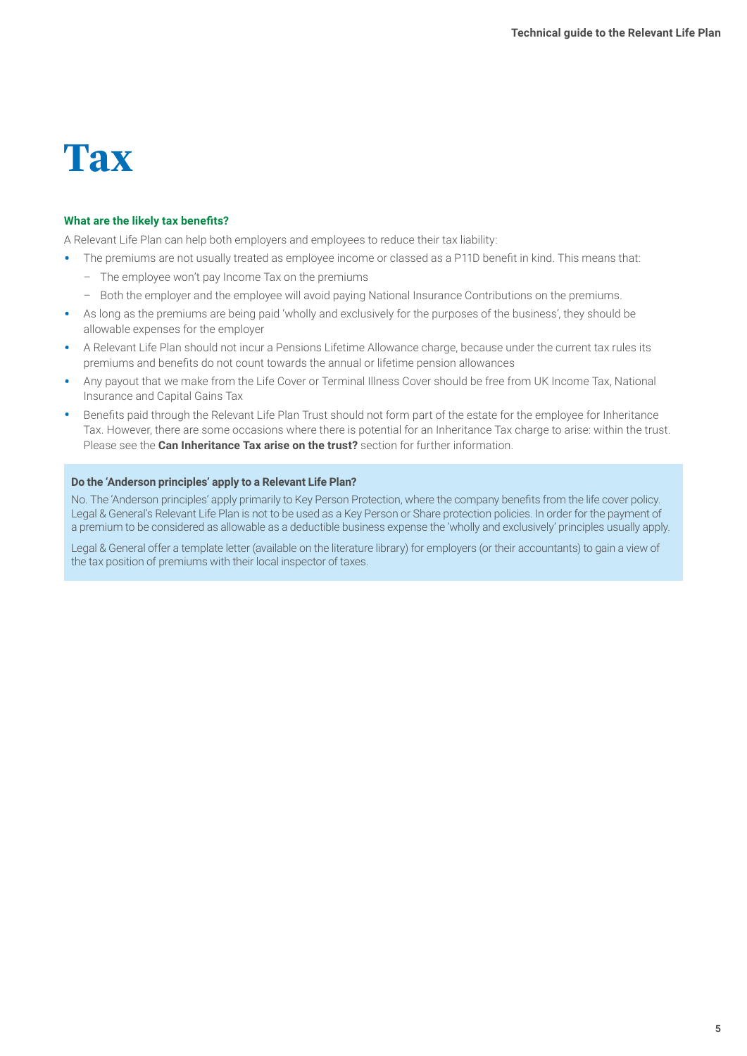# Tax

### What are the likely tax benefits?

A Relevant Life Plan can help both employers and employees to reduce their tax liability:

- The premiums are not usually treated as employee income or classed as a P11D benefit in kind. This means that:
  - The employee won't pay Income Tax on the premiums
  - Both the employer and the employee will avoid paying National Insurance Contributions on the premiums.
- As long as the premiums are being paid 'wholly and exclusively for the purposes of the business', they should be allowable expenses for the employer
- A Relevant Life Plan should not incur a Pensions Lifetime Allowance charge, because under the current tax rules its premiums and benefits do not count towards the annual or lifetime pension allowances
- Any payout that we make from the Life Cover or Terminal Illness Cover should be free from UK Income Tax, National Insurance and Capital Gains Tax
- Benefits paid through the Relevant Life Plan Trust should not form part of the estate for the employee for Inheritance Tax. However, there are some occasions where there is potential for an Inheritance Tax charge to arise: within the trust. Please see the **Can Inheritance Tax arise on the trust?** section for further information.

**Do the 'Anderson principles' apply to a Relevant Life Plan?**

No. The 'Anderson principles' apply primarily to Key Person Protection, where the company benefits from the life cover policy. Legal & General's Relevant Life Plan is not to be used as a Key Person or Share protection policies. In order for the payment of a premium to be considered as allowable as a deductible business expense the 'wholly and exclusively' principles usually apply.

Legal & General offer a template letter (available on the literature library) for employers (or their accountants) to gain a view of the tax position of premiums with their local inspector of taxes.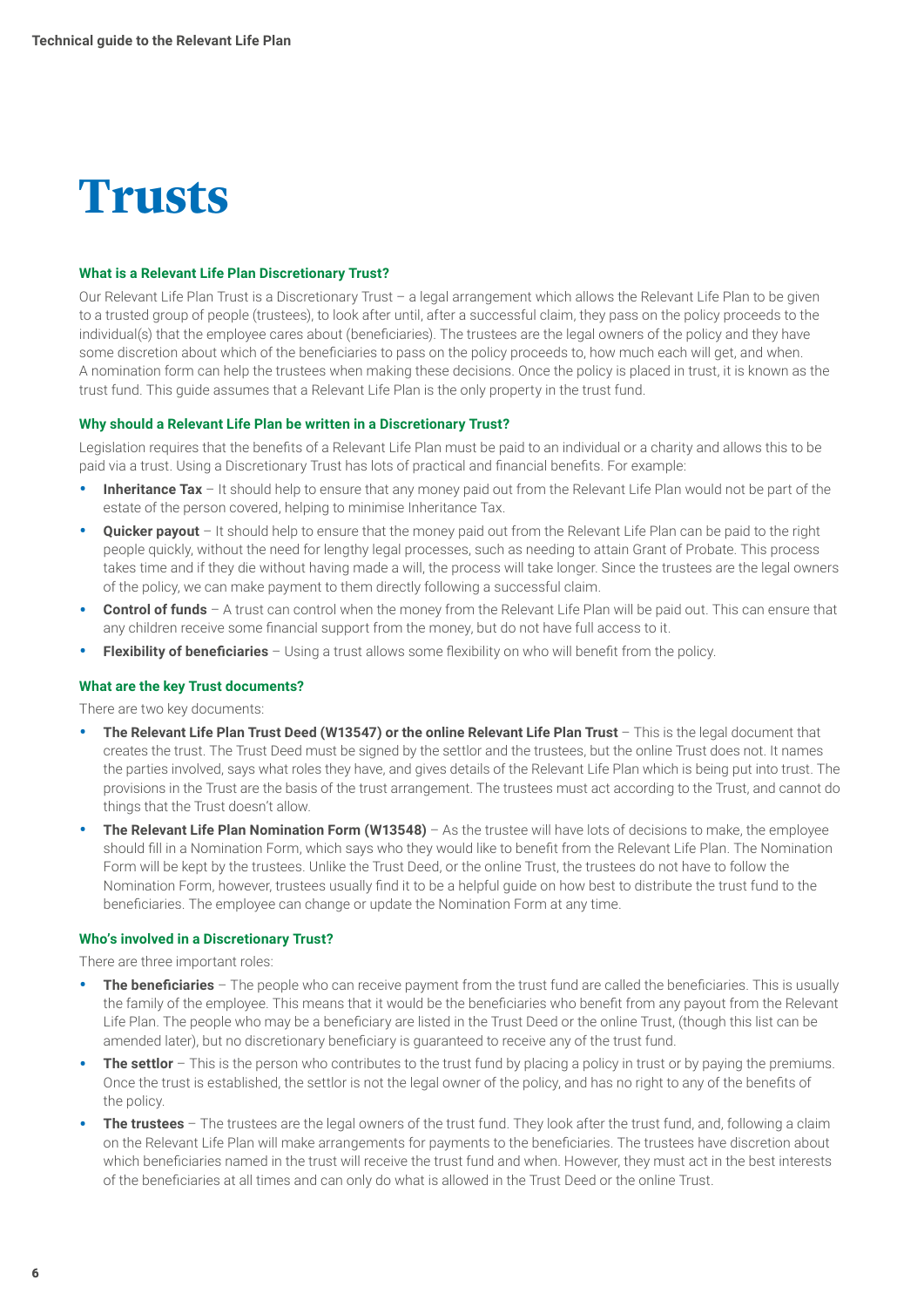# Trusts

### What is a Relevant Life Plan Discretionary Trust?

Our Relevant Life Plan Trust is a Discretionary Trust – a legal arrangement which allows the Relevant Life Plan to be given to a trusted group of people (trustees), to look after until, after a successful claim, they pass on the policy proceeds to the individual(s) that the employee cares about (beneficiaries). The trustees are the legal owners of the policy and they have some discretion about which of the beneficiaries to pass on the policy proceeds to, how much each will get, and when. A nomination form can help the trustees when making these decisions. Once the policy is placed in trust, it is known as the trust fund. This guide assumes that a Relevant Life Plan is the only property in the trust fund.

### Why should a Relevant Life Plan be written in a Discretionary Trust?

Legislation requires that the benefits of a Relevant Life Plan must be paid to an individual or a charity and allows this to be paid via a trust. Using a Discretionary Trust has lots of practical and financial benefits. For example:

- **Inheritance Tax** – It should help to ensure that any money paid out from the Relevant Life Plan would not be part of the estate of the person covered, helping to minimise Inheritance Tax.
- **Quicker payout** – It should help to ensure that the money paid out from the Relevant Life Plan can be paid to the right people quickly, without the need for lengthy legal processes, such as needing to attain Grant of Probate. This process takes time and if they die without having made a will, the process will take longer. Since the trustees are the legal owners of the policy, we can make payment to them directly following a successful claim.
- **Control of funds** – A trust can control when the money from the Relevant Life Plan will be paid out. This can ensure that any children receive some financial support from the money, but do not have full access to it.
- **Flexibility of beneficiaries** – Using a trust allows some flexibility on who will benefit from the policy.

### What are the key Trust documents?

There are two key documents:

- **The Relevant Life Plan Trust Deed (W13547) or the online Relevant Life Plan Trust** – This is the legal document that creates the trust. The Trust Deed must be signed by the settlor and the trustees, but the online Trust does not. It names the parties involved, says what roles they have, and gives details of the Relevant Life Plan which is being put into trust. The provisions in the Trust are the basis of the trust arrangement. The trustees must act according to the Trust, and cannot do things that the Trust doesn't allow.
- **The Relevant Life Plan Nomination Form (W13548)** – As the trustee will have lots of decisions to make, the employee should fill in a Nomination Form, which says who they would like to benefit from the Relevant Life Plan. The Nomination Form will be kept by the trustees. Unlike the Trust Deed, or the online Trust, the trustees do not have to follow the Nomination Form, however, trustees usually find it to be a helpful guide on how best to distribute the trust fund to the beneficiaries. The employee can change or update the Nomination Form at any time.

### Who's involved in a Discretionary Trust?

There are three important roles:

- **The beneficiaries** – The people who can receive payment from the trust fund are called the beneficiaries. This is usually the family of the employee. This means that it would be the beneficiaries who benefit from any payout from the Relevant Life Plan. The people who may be a beneficiary are listed in the Trust Deed or the online Trust, (though this list can be amended later), but no discretionary beneficiary is guaranteed to receive any of the trust fund.
- **The settlor** – This is the person who contributes to the trust fund by placing a policy in trust or by paying the premiums. Once the trust is established, the settlor is not the legal owner of the policy, and has no right to any of the benefits of the policy.
- **The trustees** – The trustees are the legal owners of the trust fund. They look after the trust fund, and, following a claim on the Relevant Life Plan will make arrangements for payments to the beneficiaries. The trustees have discretion about which beneficiaries named in the trust will receive the trust fund and when. However, they must act in the best interests of the beneficiaries at all times and can only do what is allowed in the Trust Deed or the online Trust.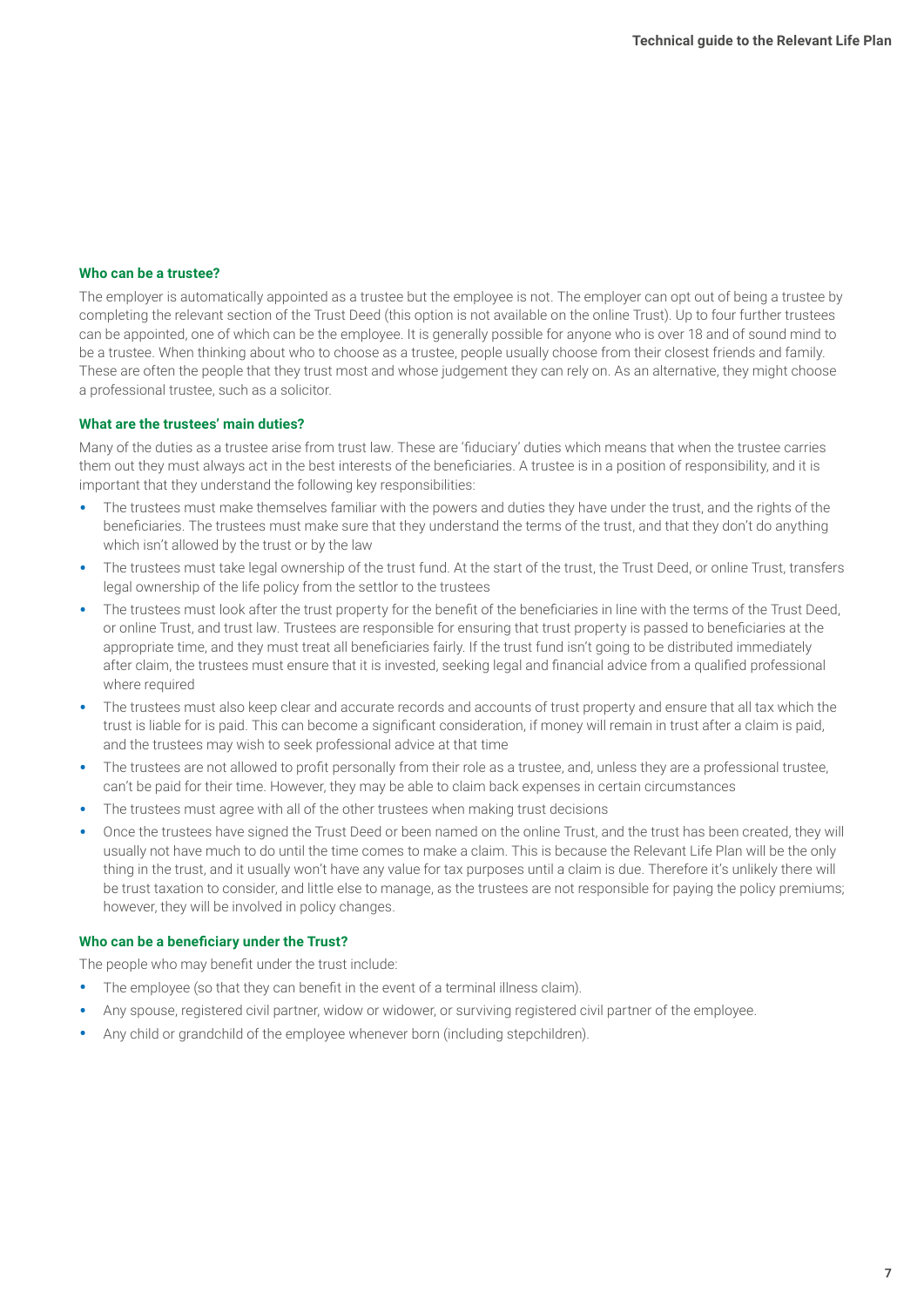### Who can be a trustee?

The employer is automatically appointed as a trustee but the employee is not. The employer can opt out of being a trustee by completing the relevant section of the Trust Deed (this option is not available on the online Trust). Up to four further trustees can be appointed, one of which can be the employee. It is generally possible for anyone who is over 18 and of sound mind to be a trustee. When thinking about who to choose as a trustee, people usually choose from their closest friends and family. These are often the people that they trust most and whose judgement they can rely on. As an alternative, they might choose a professional trustee, such as a solicitor.

### What are the trustees' main duties?

Many of the duties as a trustee arise from trust law. These are 'fiduciary' duties which means that when the trustee carries them out they must always act in the best interests of the beneficiaries. A trustee is in a position of responsibility, and it is important that they understand the following key responsibilities:

- The trustees must make themselves familiar with the powers and duties they have under the trust, and the rights of the beneficiaries. The trustees must make sure that they understand the terms of the trust, and that they don't do anything which isn't allowed by the trust or by the law
- The trustees must take legal ownership of the trust fund. At the start of the trust, the Trust Deed, or online Trust, transfers legal ownership of the life policy from the settlor to the trustees
- The trustees must look after the trust property for the benefit of the beneficiaries in line with the terms of the Trust Deed, or online Trust, and trust law. Trustees are responsible for ensuring that trust property is passed to beneficiaries at the appropriate time, and they must treat all beneficiaries fairly. If the trust fund isn't going to be distributed immediately after claim, the trustees must ensure that it is invested, seeking legal and financial advice from a qualified professional where required
- The trustees must also keep clear and accurate records and accounts of trust property and ensure that all tax which the trust is liable for is paid. This can become a significant consideration, if money will remain in trust after a claim is paid, and the trustees may wish to seek professional advice at that time
- The trustees are not allowed to profit personally from their role as a trustee, and, unless they are a professional trustee, can't be paid for their time. However, they may be able to claim back expenses in certain circumstances
- The trustees must agree with all of the other trustees when making trust decisions
- Once the trustees have signed the Trust Deed or been named on the online Trust, and the trust has been created, they will usually not have much to do until the time comes to make a claim. This is because the Relevant Life Plan will be the only thing in the trust, and it usually won't have any value for tax purposes until a claim is due. Therefore it's unlikely there will be trust taxation to consider, and little else to manage, as the trustees are not responsible for paying the policy premiums; however, they will be involved in policy changes.

### Who can be a beneficiary under the Trust?

The people who may benefit under the trust include:

- The employee (so that they can benefit in the event of a terminal illness claim).
- Any spouse, registered civil partner, widow or widower, or surviving registered civil partner of the employee.
- Any child or grandchild of the employee whenever born (including stepchildren).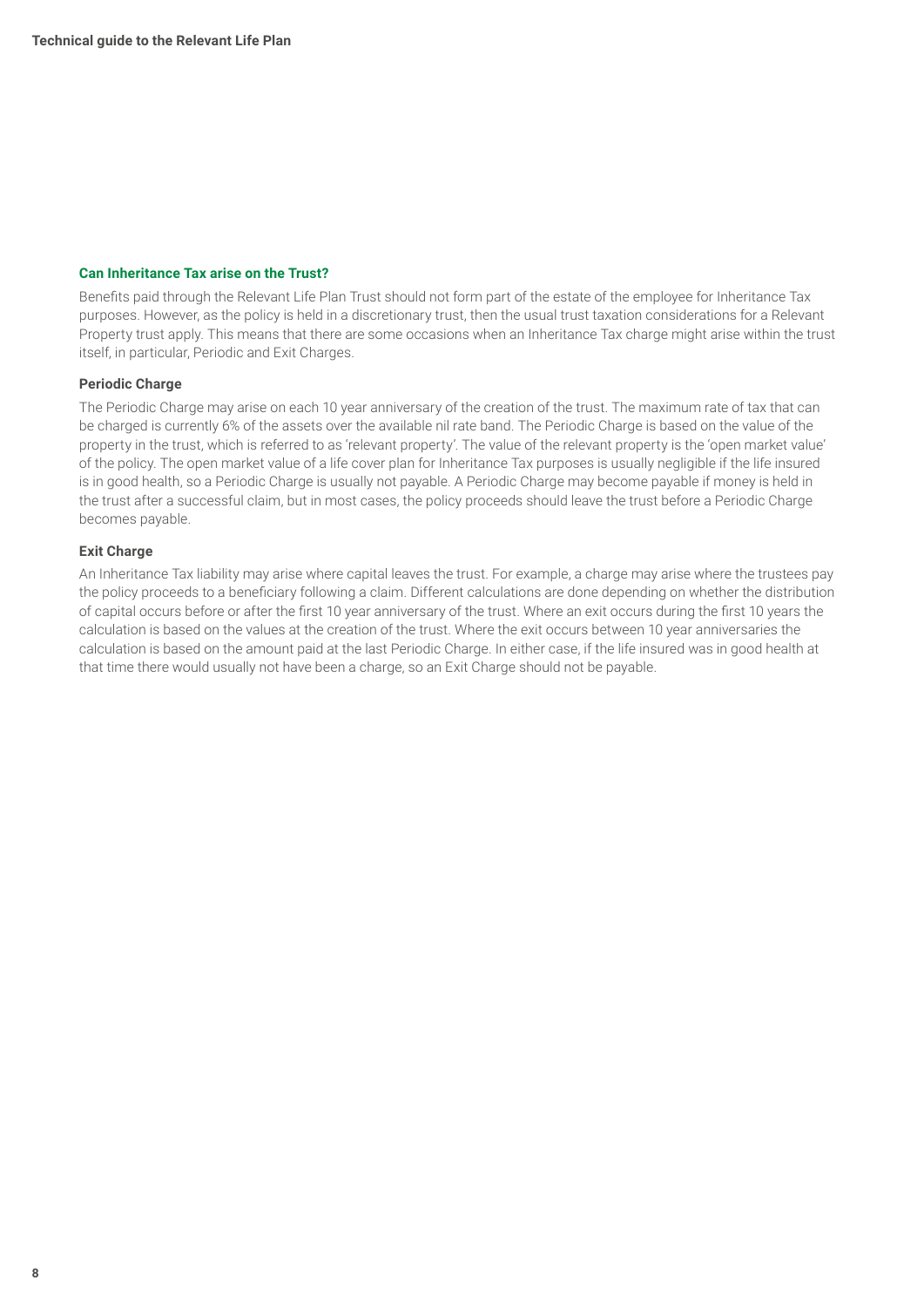## Can Inheritance Tax arise on the Trust?

Benefits paid through the Relevant Life Plan Trust should not form part of the estate of the employee for Inheritance Tax purposes. However, as the policy is held in a discretionary trust, then the usual trust taxation considerations for a Relevant Property trust apply. This means that there are some occasions when an Inheritance Tax charge might arise within the trust itself, in particular, Periodic and Exit Charges.

### Periodic Charge

The Periodic Charge may arise on each 10 year anniversary of the creation of the trust. The maximum rate of tax that can be charged is currently 6% of the assets over the available nil rate band. The Periodic Charge is based on the value of the property in the trust, which is referred to as 'relevant property'. The value of the relevant property is the 'open market value' of the policy. The open market value of a life cover plan for Inheritance Tax purposes is usually negligible if the life insured is in good health, so a Periodic Charge is usually not payable. A Periodic Charge may become payable if money is held in the trust after a successful claim, but in most cases, the policy proceeds should leave the trust before a Periodic Charge becomes payable.

### Exit Charge

An Inheritance Tax liability may arise where capital leaves the trust. For example, a charge may arise where the trustees pay the policy proceeds to a beneficiary following a claim. Different calculations are done depending on whether the distribution of capital occurs before or after the first 10 year anniversary of the trust. Where an exit occurs during the first 10 years the calculation is based on the values at the creation of the trust. Where the exit occurs between 10 year anniversaries the calculation is based on the amount paid at the last Periodic Charge. In either case, if the life insured was in good health at that time there would usually not have been a charge, so an Exit Charge should not be payable.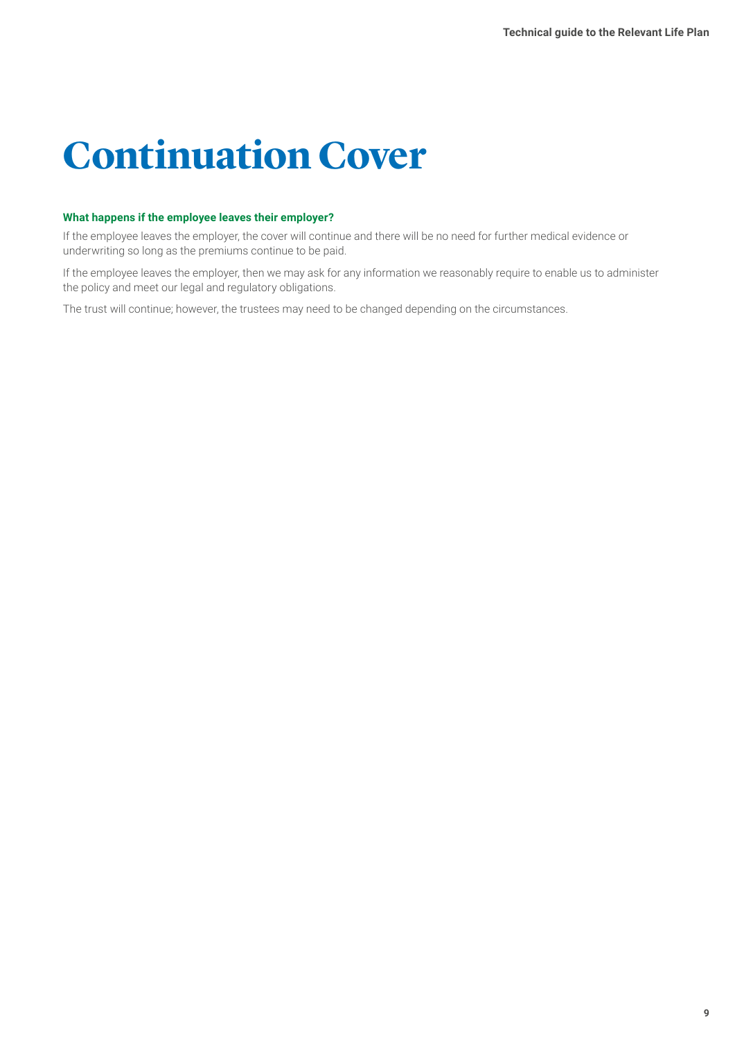# Continuation Cover

### What happens if the employee leaves their employer?

If the employee leaves the employer, the cover will continue and there will be no need for further medical evidence or underwriting so long as the premiums continue to be paid.

If the employee leaves the employer, then we may ask for any information we reasonably require to enable us to administer the policy and meet our legal and regulatory obligations.

The trust will continue; however, the trustees may need to be changed depending on the circumstances.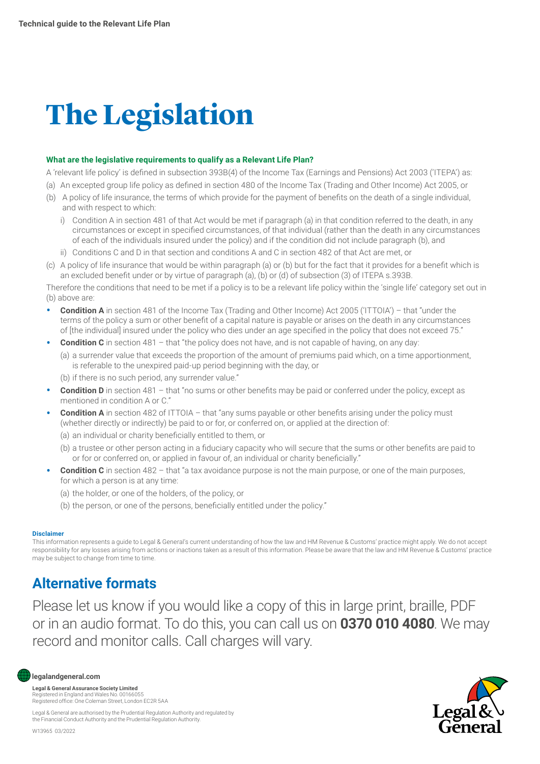# The Legislation

**What are the legislative requirements to qualify as a Relevant Life Plan?**

A 'relevant life policy' is defined in subsection 393B(4) of the Income Tax (Earnings and Pensions) Act 2003 ('ITEPA') as:

(a) An excepted group life policy as defined in section 480 of the Income Tax (Trading and Other Income) Act 2005, or

(b) A policy of life insurance, the terms of which provide for the payment of benefits on the death of a single individual, and with respect to which:

i) Condition A in section 481 of that Act would be met if paragraph (a) in that condition referred to the death, in any circumstances or except in specified circumstances, of that individual (rather than the death in any circumstances of each of the individuals insured under the policy) and if the condition did not include paragraph (b), and

ii) Conditions C and D in that section and conditions A and C in section 482 of that Act are met, or

(c) A policy of life insurance that would be within paragraph (a) or (b) but for the fact that it provides for a benefit which is an excluded benefit under or by virtue of paragraph (a), (b) or (d) of subsection (3) of ITEPA s.393B.

Therefore the conditions that need to be met if a policy is to be a relevant life policy within the 'single life' category set out in (b) above are:

- **Condition A** in section 481 of the Income Tax (Trading and Other Income) Act 2005 ('ITTOIA') – that "under the terms of the policy a sum or other benefit of a capital nature is payable or arises on the death in any circumstances of [the individual] insured under the policy who dies under an age specified in the policy that does not exceed 75."
- **Condition C** in section 481 – that "the policy does not have, and is not capable of having, on any day:
  (a) a surrender value that exceeds the proportion of the amount of premiums paid which, on a time apportionment, is referable to the unexpired paid-up period beginning with the day, or
  (b) if there is no such period, any surrender value."
- **Condition D** in section 481 – that "no sums or other benefits may be paid or conferred under the policy, except as mentioned in condition A or C."
- **Condition A** in section 482 of ITTOIA – that "any sums payable or other benefits arising under the policy must (whether directly or indirectly) be paid to or for, or conferred on, or applied at the direction of:
  (a) an individual or charity beneficially entitled to them, or
  (b) a trustee or other person acting in a fiduciary capacity who will secure that the sums or other benefits are paid to or for or conferred on, or applied in favour of, an individual or charity beneficially."
- **Condition C** in section 482 – that "a tax avoidance purpose is not the main purpose, or one of the main purposes, for which a person is at any time:
  (a) the holder, or one of the holders, of the policy, or
  (b) the person, or one of the persons, beneficially entitled under the policy."

**Disclaimer**

This information represents a guide to Legal & General's current understanding of how the law and HM Revenue & Customs' practice might apply. We do not accept responsibility for any losses arising from actions or inactions taken as a result of this information. Please be aware that the law and HM Revenue & Customs' practice may be subject to change from time to time.

## Alternative formats

Please let us know if you would like a copy of this in large print, braille, PDF or in an audio format. To do this, you can call us on **0370 010 4080**. We may record and monitor calls. Call charges will vary.

**legalandgeneral.com**

**Legal & General Assurance Society Limited**
Registered in England and Wales No. 00166055
Registered office: One Coleman Street, London EC2R 5AA

Legal & General are authorised by the Prudential Regulation Authority and regulated by the Financial Conduct Authority and the Prudential Regulation Authority.

W13965 03/2022